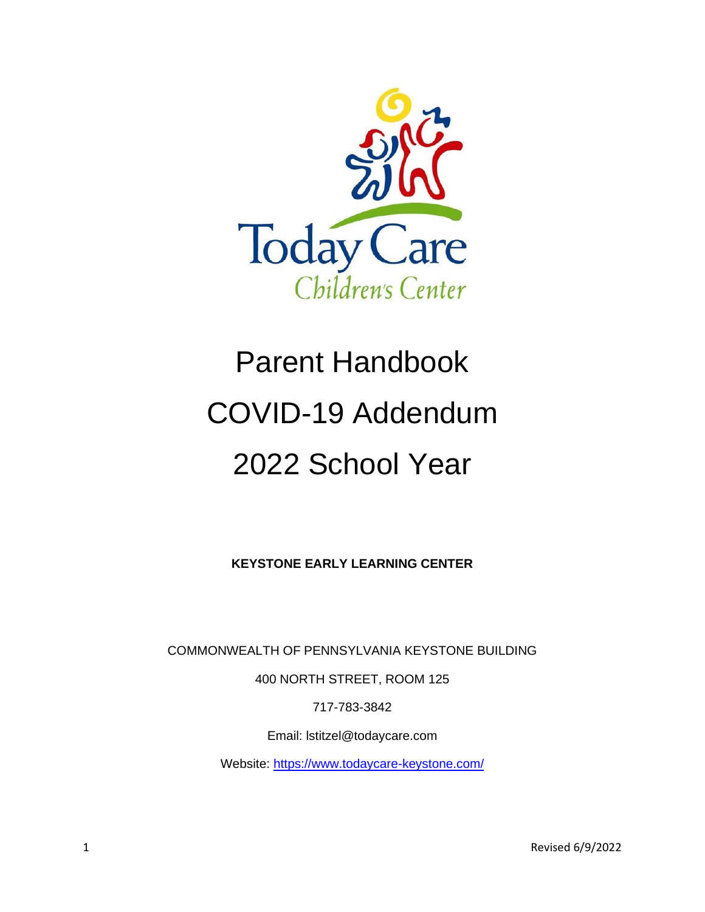Today Care
Children's Center

# Parent Handbook
# COVID-19 Addendum
# 2022 School Year

**KEYSTONE EARLY LEARNING CENTER**

COMMONWEALTH OF PENNSYLVANIA KEYSTONE BUILDING

400 NORTH STREET, ROOM 125

717-783-3842

Email: lstitzel@todaycare.com

Website: [https://www.todaycare-keystone.com/](https://www.todaycare-keystone.com/)

Revised 6/9/2022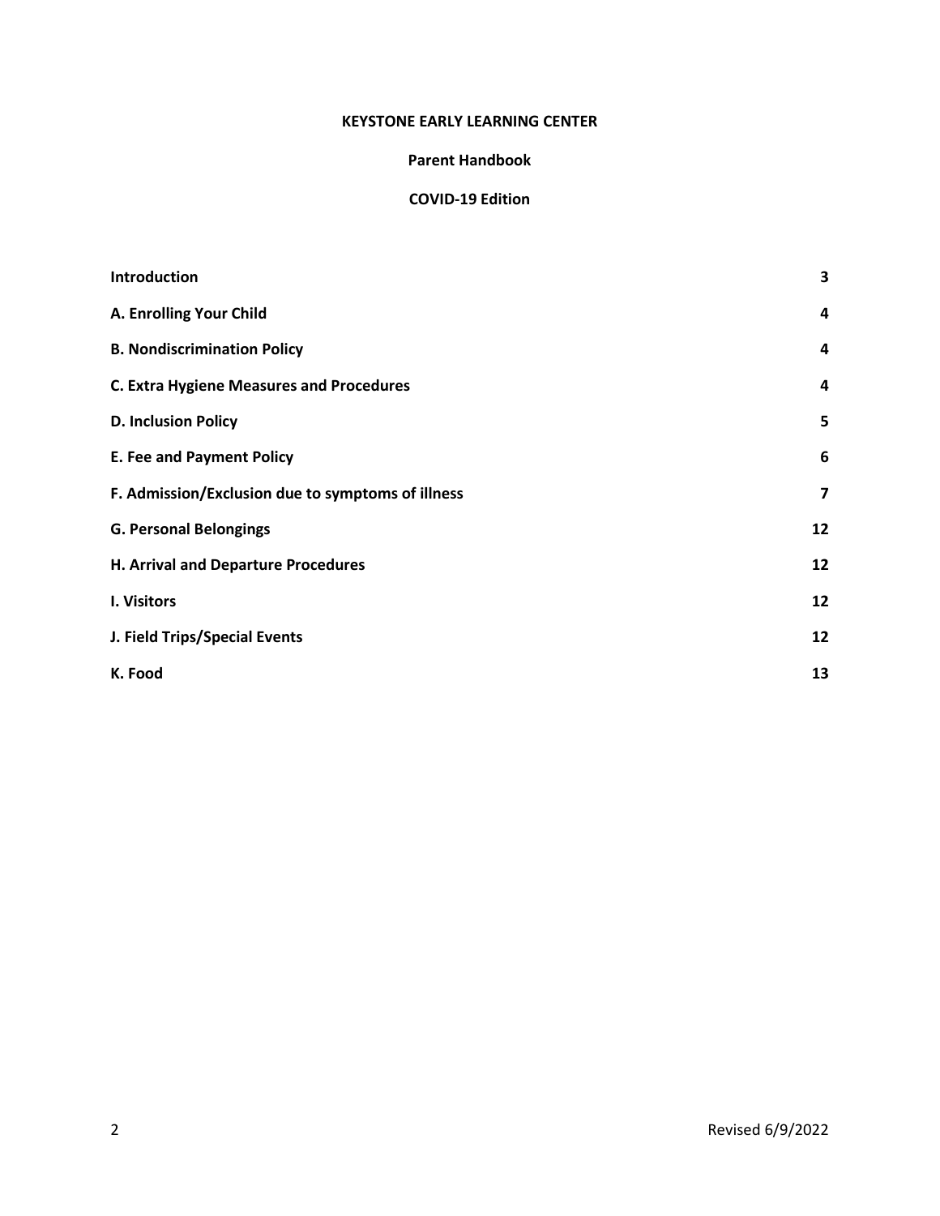**KEYSTONE EARLY LEARNING CENTER**

**Parent Handbook**

**COVID-19 Edition**

| | |
|---|---|
| **Introduction** | **3** |
| **A. Enrolling Your Child** | **4** |
| **B. Nondiscrimination Policy** | **4** |
| **C. Extra Hygiene Measures and Procedures** | **4** |
| **D. Inclusion Policy** | **5** |
| **E. Fee and Payment Policy** | **6** |
| **F. Admission/Exclusion due to symptoms of illness** | **7** |
| **G. Personal Belongings** | **12** |
| **H. Arrival and Departure Procedures** | **12** |
| **I. Visitors** | **12** |
| **J. Field Trips/Special Events** | **12** |
| **K. Food** | **13** |

Revised 6/9/2022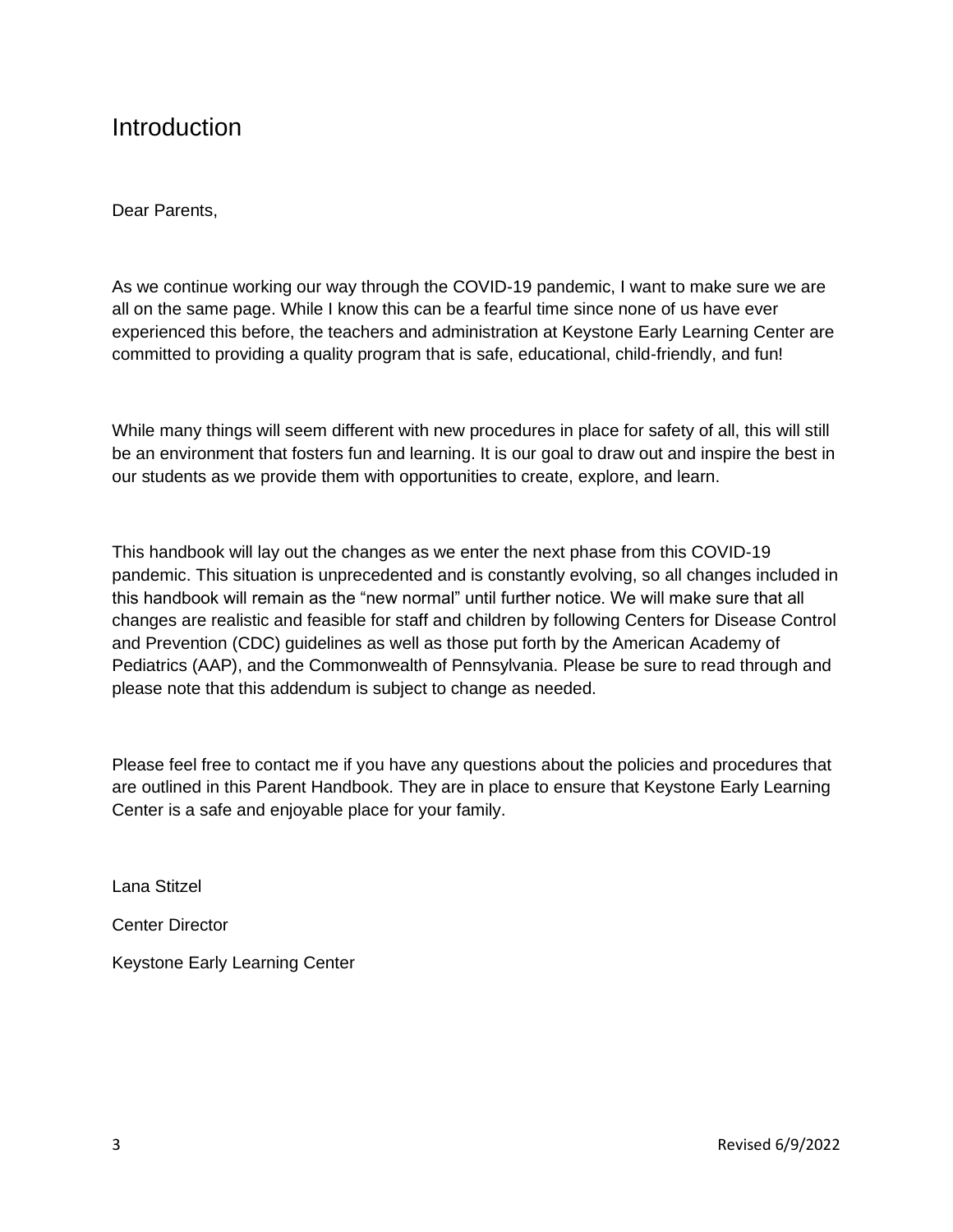# Introduction

Dear Parents,

As we continue working our way through the COVID-19 pandemic, I want to make sure we are all on the same page. While I know this can be a fearful time since none of us have ever experienced this before, the teachers and administration at Keystone Early Learning Center are committed to providing a quality program that is safe, educational, child-friendly, and fun!

While many things will seem different with new procedures in place for safety of all, this will still be an environment that fosters fun and learning. It is our goal to draw out and inspire the best in our students as we provide them with opportunities to create, explore, and learn.

This handbook will lay out the changes as we enter the next phase from this COVID-19 pandemic. This situation is unprecedented and is constantly evolving, so all changes included in this handbook will remain as the "new normal" until further notice. We will make sure that all changes are realistic and feasible for staff and children by following Centers for Disease Control and Prevention (CDC) guidelines as well as those put forth by the American Academy of Pediatrics (AAP), and the Commonwealth of Pennsylvania. Please be sure to read through and please note that this addendum is subject to change as needed.

Please feel free to contact me if you have any questions about the policies and procedures that are outlined in this Parent Handbook. They are in place to ensure that Keystone Early Learning Center is a safe and enjoyable place for your family.

Lana Stitzel

Center Director

Keystone Early Learning Center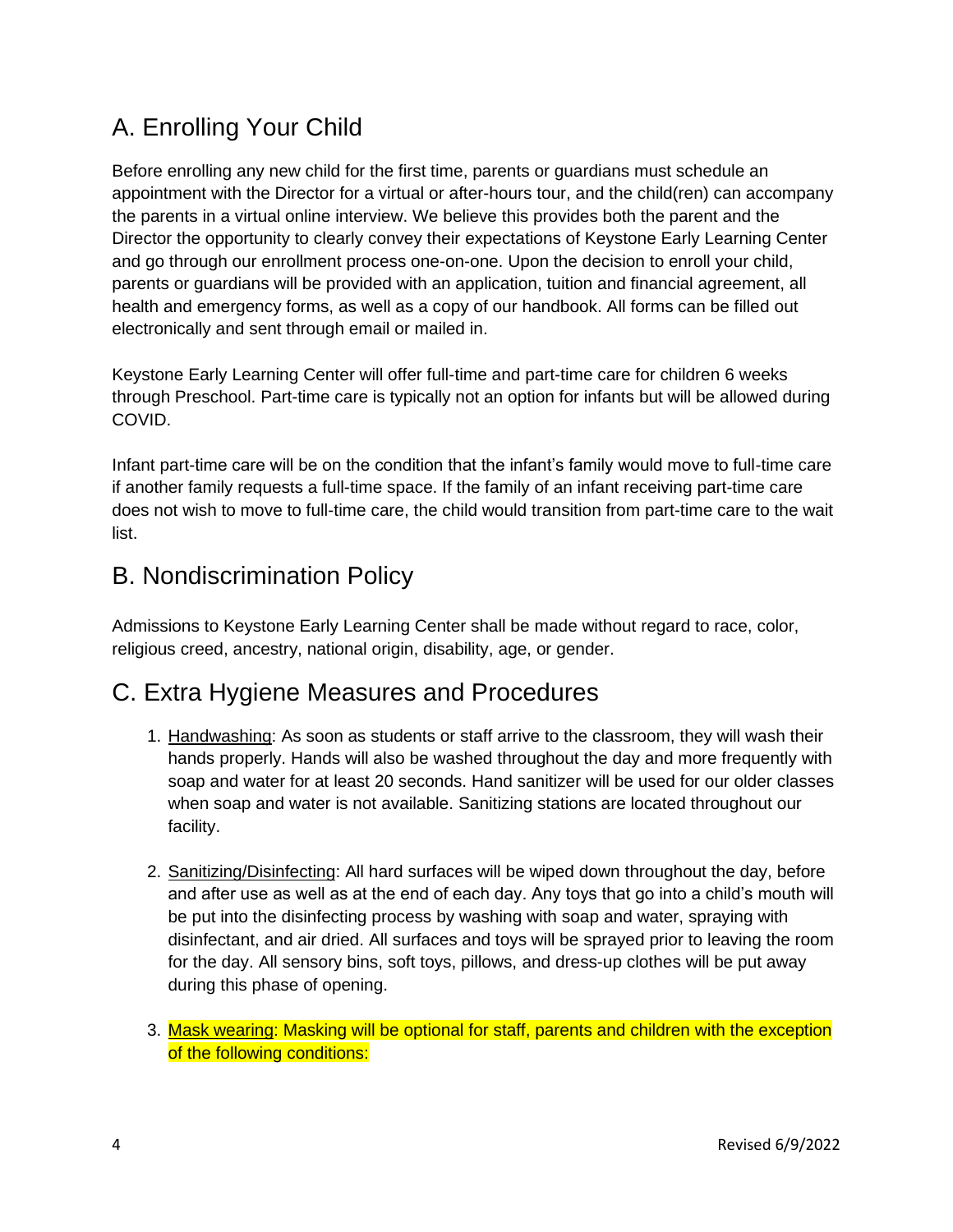## A. Enrolling Your Child

Before enrolling any new child for the first time, parents or guardians must schedule an appointment with the Director for a virtual or after-hours tour, and the child(ren) can accompany the parents in a virtual online interview. We believe this provides both the parent and the Director the opportunity to clearly convey their expectations of Keystone Early Learning Center and go through our enrollment process one-on-one. Upon the decision to enroll your child, parents or guardians will be provided with an application, tuition and financial agreement, all health and emergency forms, as well as a copy of our handbook. All forms can be filled out electronically and sent through email or mailed in.

Keystone Early Learning Center will offer full-time and part-time care for children 6 weeks through Preschool. Part-time care is typically not an option for infants but will be allowed during COVID.

Infant part-time care will be on the condition that the infant's family would move to full-time care if another family requests a full-time space. If the family of an infant receiving part-time care does not wish to move to full-time care, the child would transition from part-time care to the wait list.

## B. Nondiscrimination Policy

Admissions to Keystone Early Learning Center shall be made without regard to race, color, religious creed, ancestry, national origin, disability, age, or gender.

## C. Extra Hygiene Measures and Procedures

1. Handwashing: As soon as students or staff arrive to the classroom, they will wash their hands properly. Hands will also be washed throughout the day and more frequently with soap and water for at least 20 seconds. Hand sanitizer will be used for our older classes when soap and water is not available. Sanitizing stations are located throughout our facility.

2. Sanitizing/Disinfecting: All hard surfaces will be wiped down throughout the day, before and after use as well as at the end of each day. Any toys that go into a child's mouth will be put into the disinfecting process by washing with soap and water, spraying with disinfectant, and air dried. All surfaces and toys will be sprayed prior to leaving the room for the day. All sensory bins, soft toys, pillows, and dress-up clothes will be put away during this phase of opening.

3. Mask wearing: Masking will be optional for staff, parents and children with the exception of the following conditions: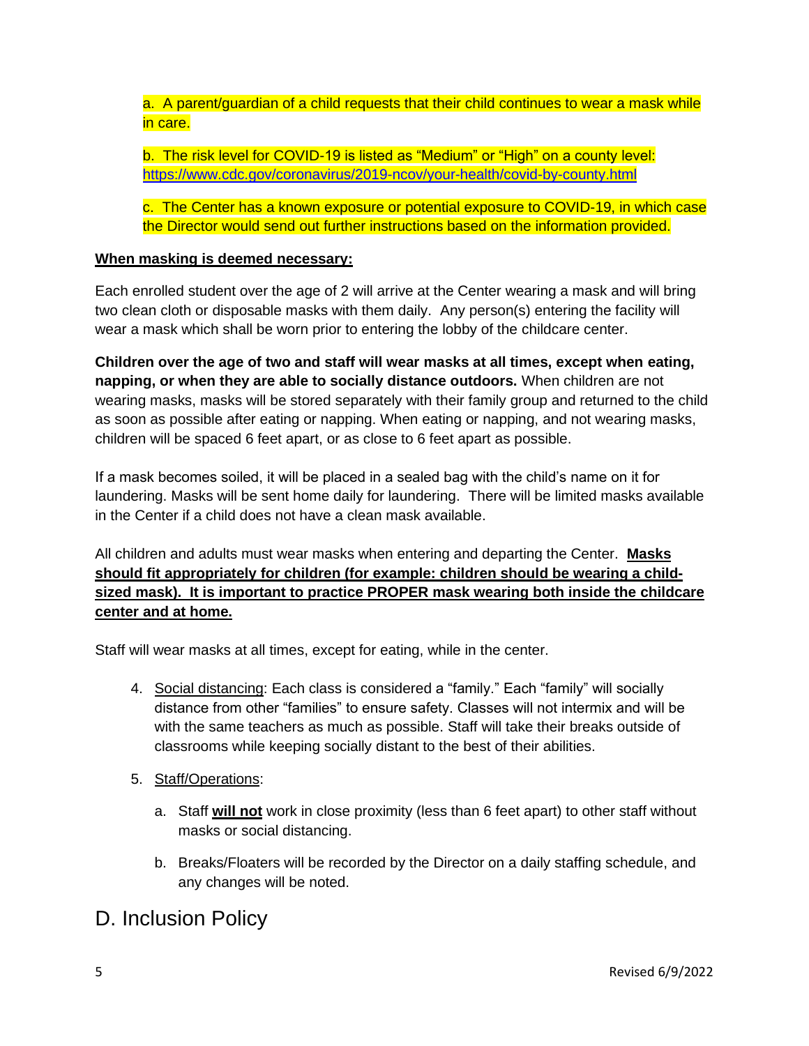a. A parent/guardian of a child requests that their child continues to wear a mask while in care.

b. The risk level for COVID-19 is listed as "Medium" or "High" on a county level: https://www.cdc.gov/coronavirus/2019-ncov/your-health/covid-by-county.html

c. The Center has a known exposure or potential exposure to COVID-19, in which case the Director would send out further instructions based on the information provided.

**When masking is deemed necessary:**

Each enrolled student over the age of 2 will arrive at the Center wearing a mask and will bring two clean cloth or disposable masks with them daily. Any person(s) entering the facility will wear a mask which shall be worn prior to entering the lobby of the childcare center.

**Children over the age of two and staff will wear masks at all times, except when eating, napping, or when they are able to socially distance outdoors.** When children are not wearing masks, masks will be stored separately with their family group and returned to the child as soon as possible after eating or napping. When eating or napping, and not wearing masks, children will be spaced 6 feet apart, or as close to 6 feet apart as possible.

If a mask becomes soiled, it will be placed in a sealed bag with the child's name on it for laundering. Masks will be sent home daily for laundering. There will be limited masks available in the Center if a child does not have a clean mask available.

All children and adults must wear masks when entering and departing the Center. **Masks should fit appropriately for children (for example: children should be wearing a child-sized mask). It is important to practice PROPER mask wearing both inside the childcare center and at home.**

Staff will wear masks at all times, except for eating, while in the center.

4. Social distancing: Each class is considered a "family." Each "family" will socially distance from other "families" to ensure safety. Classes will not intermix and will be with the same teachers as much as possible. Staff will take their breaks outside of classrooms while keeping socially distant to the best of their abilities.

5. Staff/Operations:

   a. Staff **will not** work in close proximity (less than 6 feet apart) to other staff without masks or social distancing.

   b. Breaks/Floaters will be recorded by the Director on a daily staffing schedule, and any changes will be noted.

# D. Inclusion Policy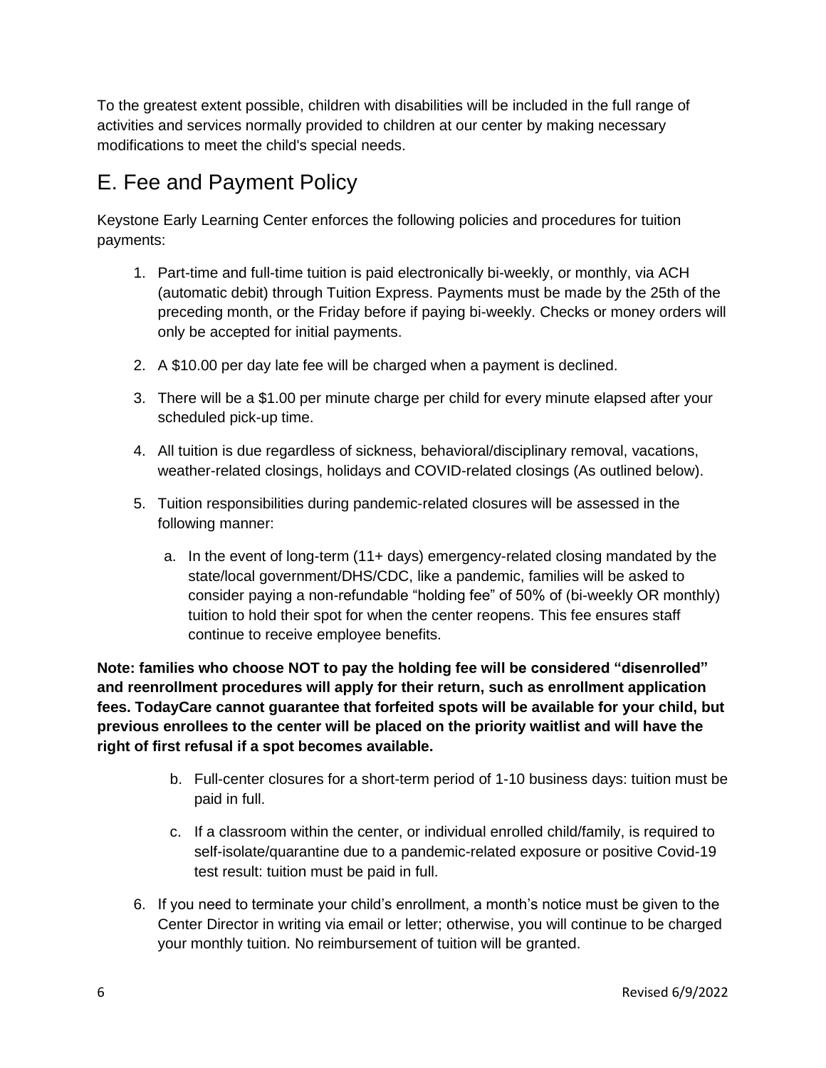To the greatest extent possible, children with disabilities will be included in the full range of activities and services normally provided to children at our center by making necessary modifications to meet the child's special needs.

## E. Fee and Payment Policy

Keystone Early Learning Center enforces the following policies and procedures for tuition payments:

1. Part-time and full-time tuition is paid electronically bi-weekly, or monthly, via ACH (automatic debit) through Tuition Express. Payments must be made by the 25th of the preceding month, or the Friday before if paying bi-weekly. Checks or money orders will only be accepted for initial payments.
2. A $10.00 per day late fee will be charged when a payment is declined.
3. There will be a $1.00 per minute charge per child for every minute elapsed after your scheduled pick-up time.
4. All tuition is due regardless of sickness, behavioral/disciplinary removal, vacations, weather-related closings, holidays and COVID-related closings (As outlined below).
5. Tuition responsibilities during pandemic-related closures will be assessed in the following manner:
   a. In the event of long-term (11+ days) emergency-related closing mandated by the state/local government/DHS/CDC, like a pandemic, families will be asked to consider paying a non-refundable "holding fee" of 50% of (bi-weekly OR monthly) tuition to hold their spot for when the center reopens. This fee ensures staff continue to receive employee benefits.

**Note: families who choose NOT to pay the holding fee will be considered "disenrolled" and reenrollment procedures will apply for their return, such as enrollment application fees. TodayCare cannot guarantee that forfeited spots will be available for your child, but previous enrollees to the center will be placed on the priority waitlist and will have the right of first refusal if a spot becomes available.**

   b. Full-center closures for a short-term period of 1-10 business days: tuition must be paid in full.
   c. If a classroom within the center, or individual enrolled child/family, is required to self-isolate/quarantine due to a pandemic-related exposure or positive Covid-19 test result: tuition must be paid in full.

6. If you need to terminate your child's enrollment, a month's notice must be given to the Center Director in writing via email or letter; otherwise, you will continue to be charged your monthly tuition. No reimbursement of tuition will be granted.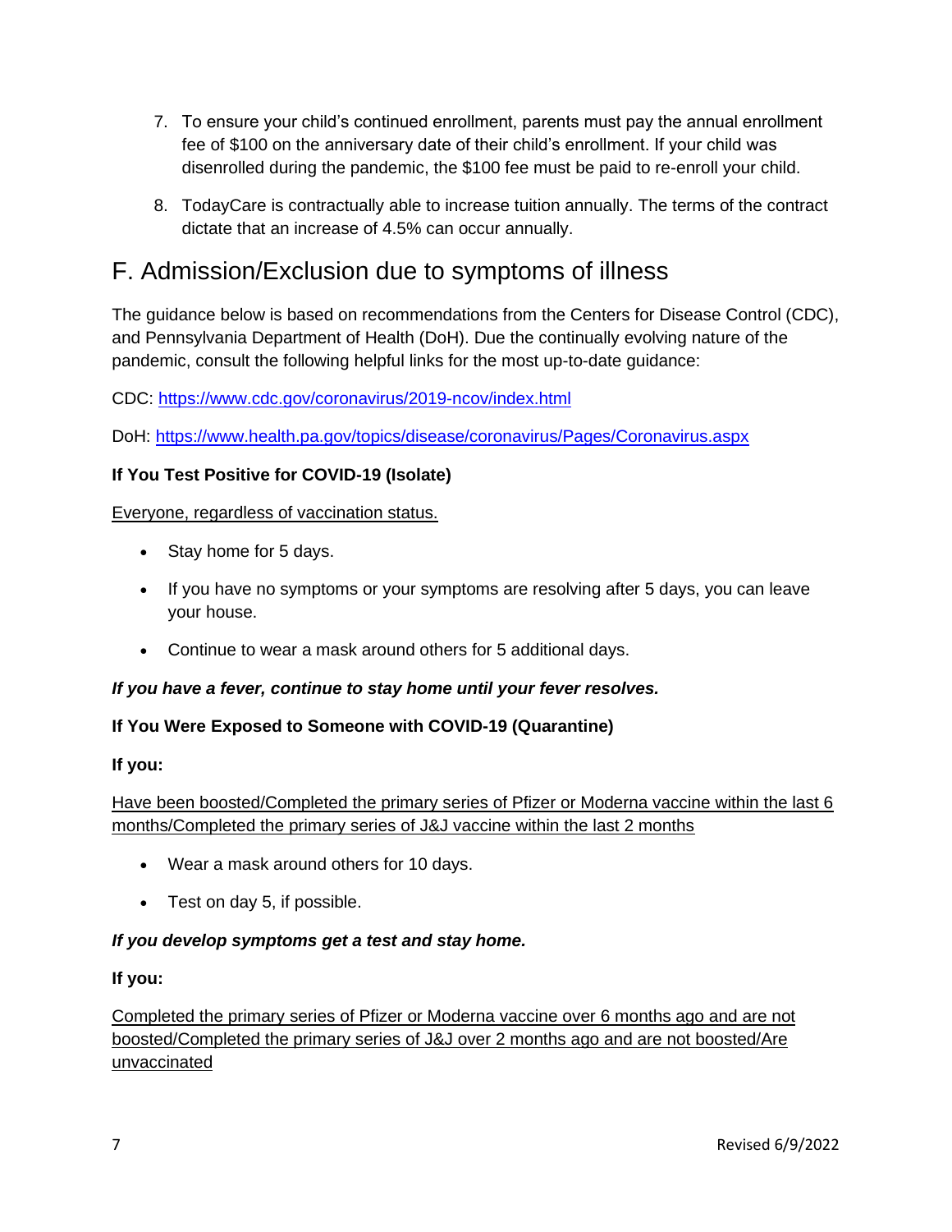7. To ensure your child's continued enrollment, parents must pay the annual enrollment fee of $100 on the anniversary date of their child's enrollment. If your child was disenrolled during the pandemic, the $100 fee must be paid to re-enroll your child.

8. TodayCare is contractually able to increase tuition annually. The terms of the contract dictate that an increase of 4.5% can occur annually.

## F. Admission/Exclusion due to symptoms of illness

The guidance below is based on recommendations from the Centers for Disease Control (CDC), and Pennsylvania Department of Health (DoH). Due the continually evolving nature of the pandemic, consult the following helpful links for the most up-to-date guidance:

CDC: [https://www.cdc.gov/coronavirus/2019-ncov/index.html](https://www.cdc.gov/coronavirus/2019-ncov/index.html)

DoH: [https://www.health.pa.gov/topics/disease/coronavirus/Pages/Coronavirus.aspx](https://www.health.pa.gov/topics/disease/coronavirus/Pages/Coronavirus.aspx)

**If You Test Positive for COVID-19 (Isolate)**

<u>Everyone, regardless of vaccination status.</u>

- Stay home for 5 days.
- If you have no symptoms or your symptoms are resolving after 5 days, you can leave your house.
- Continue to wear a mask around others for 5 additional days.

***If you have a fever, continue to stay home until your fever resolves.***

**If You Were Exposed to Someone with COVID-19 (Quarantine)**

**If you:**

<u>Have been boosted/Completed the primary series of Pfizer or Moderna vaccine within the last 6 months/Completed the primary series of J&J vaccine within the last 2 months</u>

- Wear a mask around others for 10 days.
- Test on day 5, if possible.

***If you develop symptoms get a test and stay home.***

**If you:**

<u>Completed the primary series of Pfizer or Moderna vaccine over 6 months ago and are not boosted/Completed the primary series of J&J over 2 months ago and are not boosted/Are unvaccinated</u>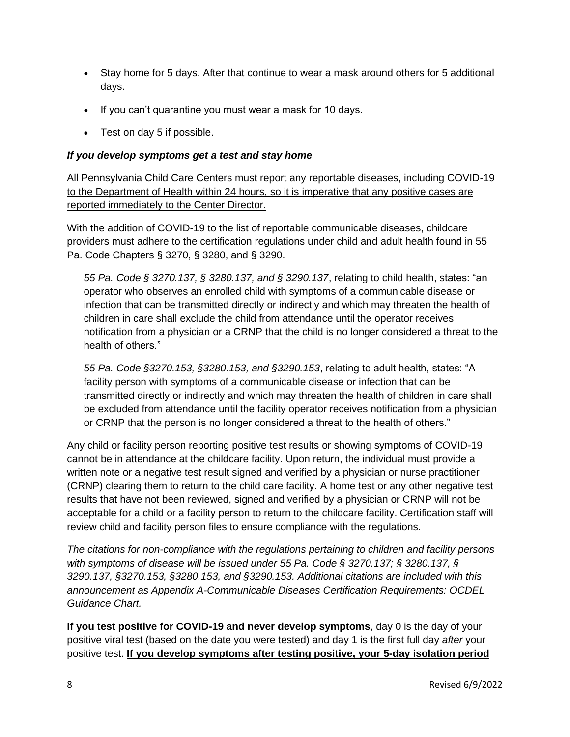- Stay home for 5 days. After that continue to wear a mask around others for 5 additional days.
- If you can't quarantine you must wear a mask for 10 days.
- Test on day 5 if possible.

***If you develop symptoms get a test and stay home***

<u>All Pennsylvania Child Care Centers must report any reportable diseases, including COVID-19 to the Department of Health within 24 hours, so it is imperative that any positive cases are reported immediately to the Center Director.</u>

With the addition of COVID-19 to the list of reportable communicable diseases, childcare providers must adhere to the certification regulations under child and adult health found in 55 Pa. Code Chapters § 3270, § 3280, and § 3290.

> *55 Pa. Code § 3270.137, § 3280.137, and § 3290.137*, relating to child health, states: "an operator who observes an enrolled child with symptoms of a communicable disease or infection that can be transmitted directly or indirectly and which may threaten the health of children in care shall exclude the child from attendance until the operator receives notification from a physician or a CRNP that the child is no longer considered a threat to the health of others."
>
> *55 Pa. Code §3270.153, §3280.153, and §3290.153*, relating to adult health, states: "A facility person with symptoms of a communicable disease or infection that can be transmitted directly or indirectly and which may threaten the health of children in care shall be excluded from attendance until the facility operator receives notification from a physician or CRNP that the person is no longer considered a threat to the health of others."

Any child or facility person reporting positive test results or showing symptoms of COVID-19 cannot be in attendance at the childcare facility. Upon return, the individual must provide a written note or a negative test result signed and verified by a physician or nurse practitioner (CRNP) clearing them to return to the child care facility. A home test or any other negative test results that have not been reviewed, signed and verified by a physician or CRNP will not be acceptable for a child or a facility person to return to the childcare facility. Certification staff will review child and facility person files to ensure compliance with the regulations.

*The citations for non-compliance with the regulations pertaining to children and facility persons with symptoms of disease will be issued under 55 Pa. Code § 3270.137; § 3280.137, § 3290.137, §3270.153, §3280.153, and §3290.153. Additional citations are included with this announcement as Appendix A-Communicable Diseases Certification Requirements: OCDEL Guidance Chart.*

**If you test positive for COVID-19 and never develop symptoms**, day 0 is the day of your positive viral test (based on the date you were tested) and day 1 is the first full day *after* your positive test. **<u>If you develop symptoms after testing positive, your 5-day isolation period</u>**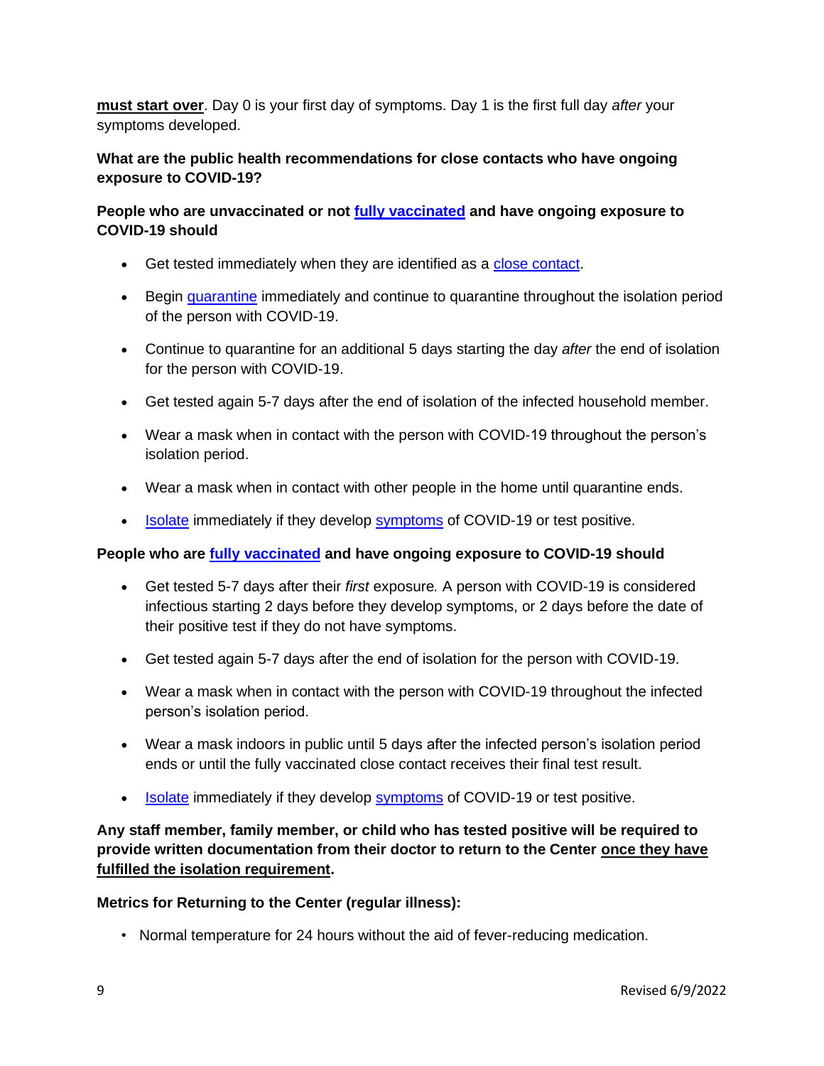**must start over**. Day 0 is your first day of symptoms. Day 1 is the first full day *after* your symptoms developed.

**What are the public health recommendations for close contacts who have ongoing exposure to COVID-19?**

**People who are unvaccinated or not fully vaccinated and have ongoing exposure to COVID-19 should**

- Get tested immediately when they are identified as a close contact.
- Begin quarantine immediately and continue to quarantine throughout the isolation period of the person with COVID-19.
- Continue to quarantine for an additional 5 days starting the day *after* the end of isolation for the person with COVID-19.
- Get tested again 5-7 days after the end of isolation of the infected household member.
- Wear a mask when in contact with the person with COVID-19 throughout the person's isolation period.
- Wear a mask when in contact with other people in the home until quarantine ends.
- Isolate immediately if they develop symptoms of COVID-19 or test positive.

**People who are fully vaccinated and have ongoing exposure to COVID-19 should**

- Get tested 5-7 days after their *first* exposure*.* A person with COVID-19 is considered infectious starting 2 days before they develop symptoms, or 2 days before the date of their positive test if they do not have symptoms.
- Get tested again 5-7 days after the end of isolation for the person with COVID-19.
- Wear a mask when in contact with the person with COVID-19 throughout the infected person's isolation period.
- Wear a mask indoors in public until 5 days after the infected person's isolation period ends or until the fully vaccinated close contact receives their final test result.
- Isolate immediately if they develop symptoms of COVID-19 or test positive.

**Any staff member, family member, or child who has tested positive will be required to provide written documentation from their doctor to return to the Center <u>once they have fulfilled the isolation requirement</u>.**

**Metrics for Returning to the Center (regular illness):**

- Normal temperature for 24 hours without the aid of fever-reducing medication.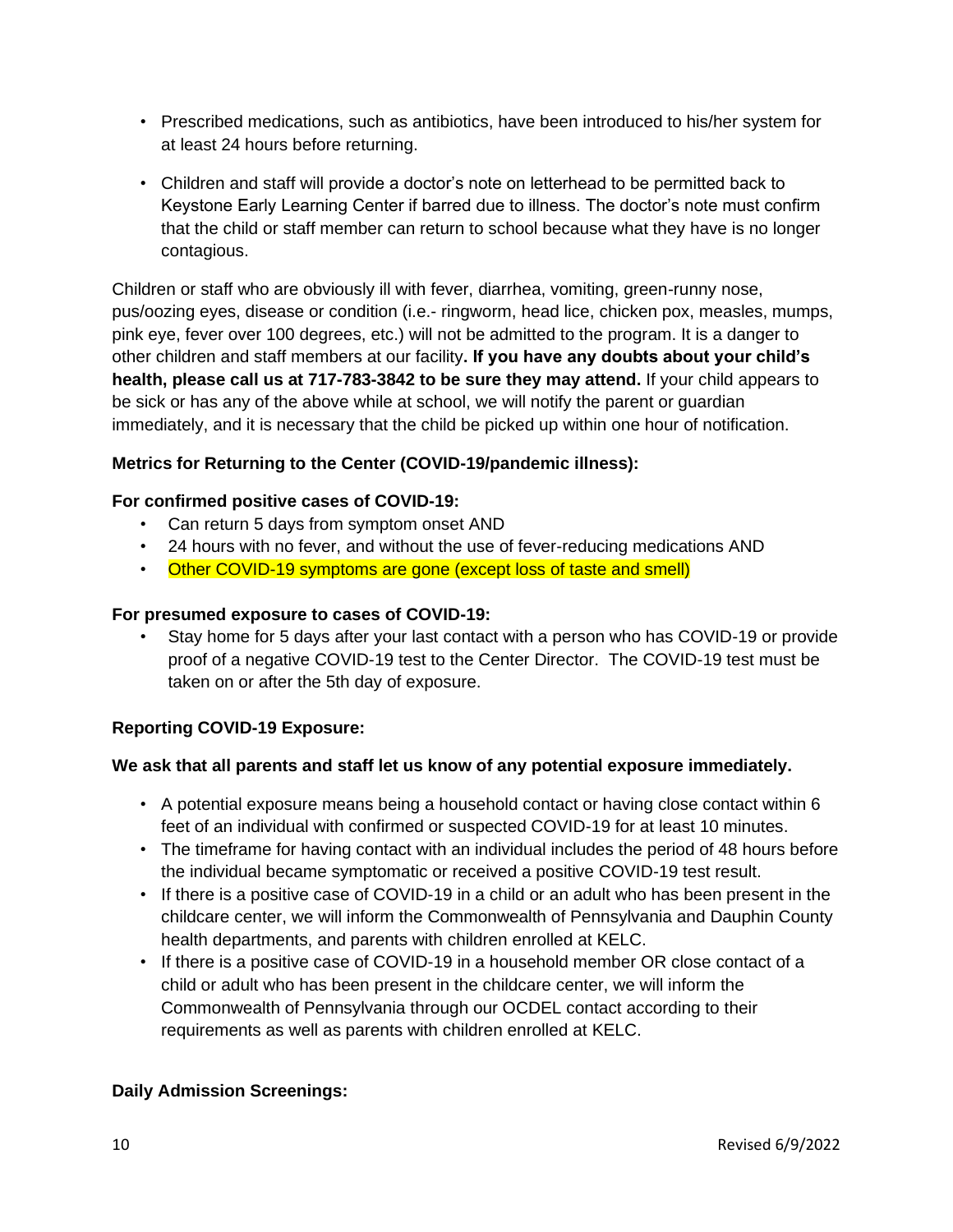- Prescribed medications, such as antibiotics, have been introduced to his/her system for at least 24 hours before returning.
- Children and staff will provide a doctor's note on letterhead to be permitted back to Keystone Early Learning Center if barred due to illness. The doctor's note must confirm that the child or staff member can return to school because what they have is no longer contagious.

Children or staff who are obviously ill with fever, diarrhea, vomiting, green-runny nose, pus/oozing eyes, disease or condition (i.e.- ringworm, head lice, chicken pox, measles, mumps, pink eye, fever over 100 degrees, etc.) will not be admitted to the program. It is a danger to other children and staff members at our facility**. If you have any doubts about your child's health, please call us at 717-783-3842 to be sure they may attend.** If your child appears to be sick or has any of the above while at school, we will notify the parent or guardian immediately, and it is necessary that the child be picked up within one hour of notification.

**Metrics for Returning to the Center (COVID-19/pandemic illness):**

**For confirmed positive cases of COVID-19:**

- Can return 5 days from symptom onset AND
- 24 hours with no fever, and without the use of fever-reducing medications AND
- Other COVID-19 symptoms are gone (except loss of taste and smell)

**For presumed exposure to cases of COVID-19:**

- Stay home for 5 days after your last contact with a person who has COVID-19 or provide proof of a negative COVID-19 test to the Center Director. The COVID-19 test must be taken on or after the 5th day of exposure.

**Reporting COVID-19 Exposure:**

**We ask that all parents and staff let us know of any potential exposure immediately.**

- A potential exposure means being a household contact or having close contact within 6 feet of an individual with confirmed or suspected COVID-19 for at least 10 minutes.
- The timeframe for having contact with an individual includes the period of 48 hours before the individual became symptomatic or received a positive COVID-19 test result.
- If there is a positive case of COVID-19 in a child or an adult who has been present in the childcare center, we will inform the Commonwealth of Pennsylvania and Dauphin County health departments, and parents with children enrolled at KELC.
- If there is a positive case of COVID-19 in a household member OR close contact of a child or adult who has been present in the childcare center, we will inform the Commonwealth of Pennsylvania through our OCDEL contact according to their requirements as well as parents with children enrolled at KELC.

**Daily Admission Screenings:**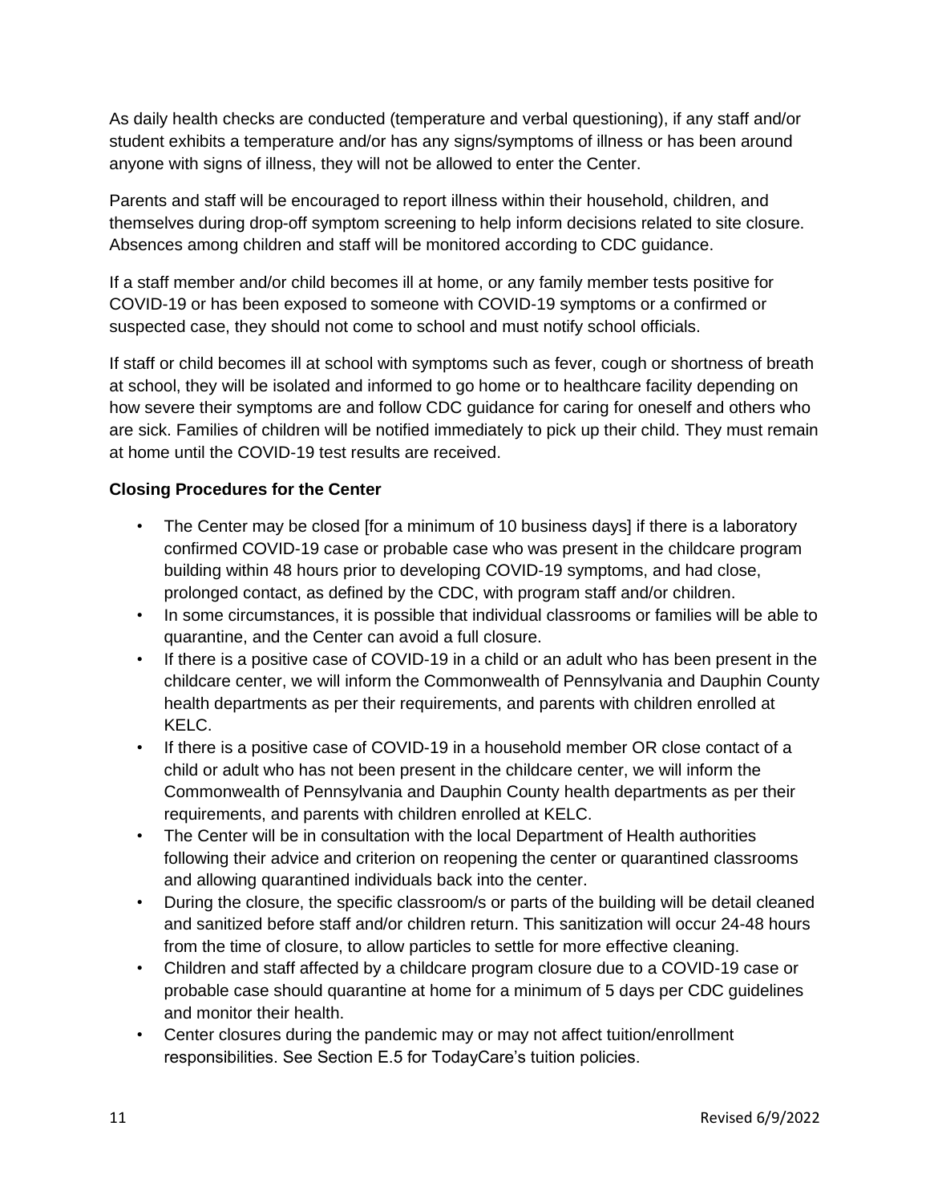As daily health checks are conducted (temperature and verbal questioning), if any staff and/or student exhibits a temperature and/or has any signs/symptoms of illness or has been around anyone with signs of illness, they will not be allowed to enter the Center.

Parents and staff will be encouraged to report illness within their household, children, and themselves during drop-off symptom screening to help inform decisions related to site closure. Absences among children and staff will be monitored according to CDC guidance.

If a staff member and/or child becomes ill at home, or any family member tests positive for COVID-19 or has been exposed to someone with COVID-19 symptoms or a confirmed or suspected case, they should not come to school and must notify school officials.

If staff or child becomes ill at school with symptoms such as fever, cough or shortness of breath at school, they will be isolated and informed to go home or to healthcare facility depending on how severe their symptoms are and follow CDC guidance for caring for oneself and others who are sick. Families of children will be notified immediately to pick up their child. They must remain at home until the COVID-19 test results are received.

**Closing Procedures for the Center**

- The Center may be closed [for a minimum of 10 business days] if there is a laboratory confirmed COVID-19 case or probable case who was present in the childcare program building within 48 hours prior to developing COVID-19 symptoms, and had close, prolonged contact, as defined by the CDC, with program staff and/or children.
- In some circumstances, it is possible that individual classrooms or families will be able to quarantine, and the Center can avoid a full closure.
- If there is a positive case of COVID-19 in a child or an adult who has been present in the childcare center, we will inform the Commonwealth of Pennsylvania and Dauphin County health departments as per their requirements, and parents with children enrolled at KELC.
- If there is a positive case of COVID-19 in a household member OR close contact of a child or adult who has not been present in the childcare center, we will inform the Commonwealth of Pennsylvania and Dauphin County health departments as per their requirements, and parents with children enrolled at KELC.
- The Center will be in consultation with the local Department of Health authorities following their advice and criterion on reopening the center or quarantined classrooms and allowing quarantined individuals back into the center.
- During the closure, the specific classroom/s or parts of the building will be detail cleaned and sanitized before staff and/or children return. This sanitization will occur 24-48 hours from the time of closure, to allow particles to settle for more effective cleaning.
- Children and staff affected by a childcare program closure due to a COVID-19 case or probable case should quarantine at home for a minimum of 5 days per CDC guidelines and monitor their health.
- Center closures during the pandemic may or may not affect tuition/enrollment responsibilities. See Section E.5 for TodayCare's tuition policies.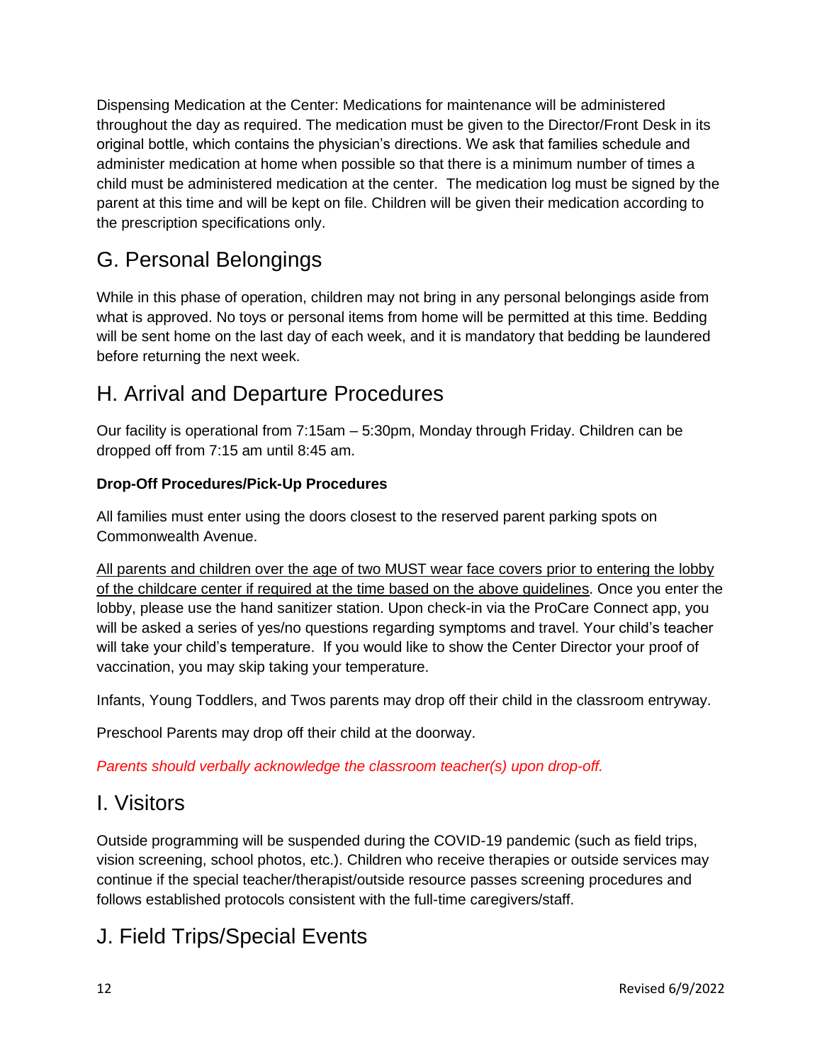Dispensing Medication at the Center: Medications for maintenance will be administered throughout the day as required. The medication must be given to the Director/Front Desk in its original bottle, which contains the physician's directions. We ask that families schedule and administer medication at home when possible so that there is a minimum number of times a child must be administered medication at the center. The medication log must be signed by the parent at this time and will be kept on file. Children will be given their medication according to the prescription specifications only.

## G. Personal Belongings

While in this phase of operation, children may not bring in any personal belongings aside from what is approved. No toys or personal items from home will be permitted at this time. Bedding will be sent home on the last day of each week, and it is mandatory that bedding be laundered before returning the next week.

## H. Arrival and Departure Procedures

Our facility is operational from 7:15am – 5:30pm, Monday through Friday. Children can be dropped off from 7:15 am until 8:45 am.

**Drop-Off Procedures/Pick-Up Procedures**

All families must enter using the doors closest to the reserved parent parking spots on Commonwealth Avenue.

<u>All parents and children over the age of two MUST wear face covers prior to entering the lobby of the childcare center if required at the time based on the above guidelines</u>. Once you enter the lobby, please use the hand sanitizer station. Upon check-in via the ProCare Connect app, you will be asked a series of yes/no questions regarding symptoms and travel. Your child's teacher will take your child's temperature. If you would like to show the Center Director your proof of vaccination, you may skip taking your temperature.

Infants, Young Toddlers, and Twos parents may drop off their child in the classroom entryway.

Preschool Parents may drop off their child at the doorway.

*Parents should verbally acknowledge the classroom teacher(s) upon drop-off.*

## I. Visitors

Outside programming will be suspended during the COVID-19 pandemic (such as field trips, vision screening, school photos, etc.). Children who receive therapies or outside services may continue if the special teacher/therapist/outside resource passes screening procedures and follows established protocols consistent with the full-time caregivers/staff.

## J. Field Trips/Special Events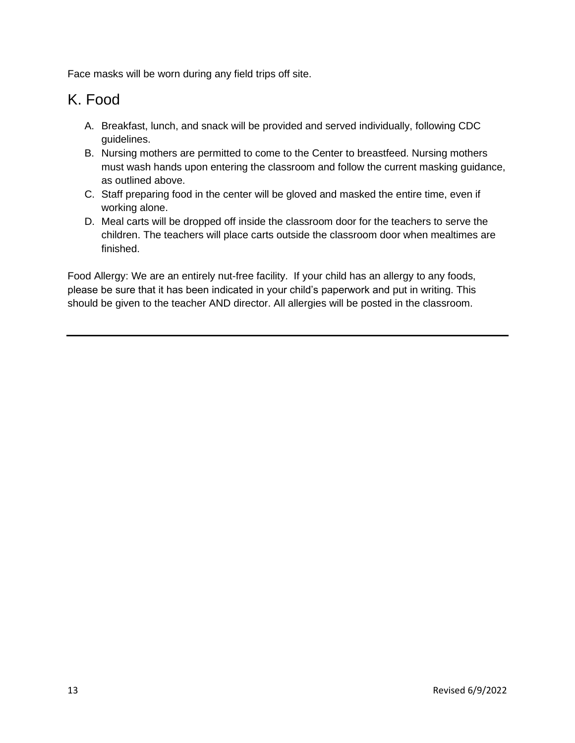Face masks will be worn during any field trips off site.

## K. Food

A. Breakfast, lunch, and snack will be provided and served individually, following CDC guidelines.
B. Nursing mothers are permitted to come to the Center to breastfeed. Nursing mothers must wash hands upon entering the classroom and follow the current masking guidance, as outlined above.
C. Staff preparing food in the center will be gloved and masked the entire time, even if working alone.
D. Meal carts will be dropped off inside the classroom door for the teachers to serve the children. The teachers will place carts outside the classroom door when mealtimes are finished.

Food Allergy: We are an entirely nut-free facility. If your child has an allergy to any foods, please be sure that it has been indicated in your child's paperwork and put in writing. This should be given to the teacher AND director. All allergies will be posted in the classroom.

---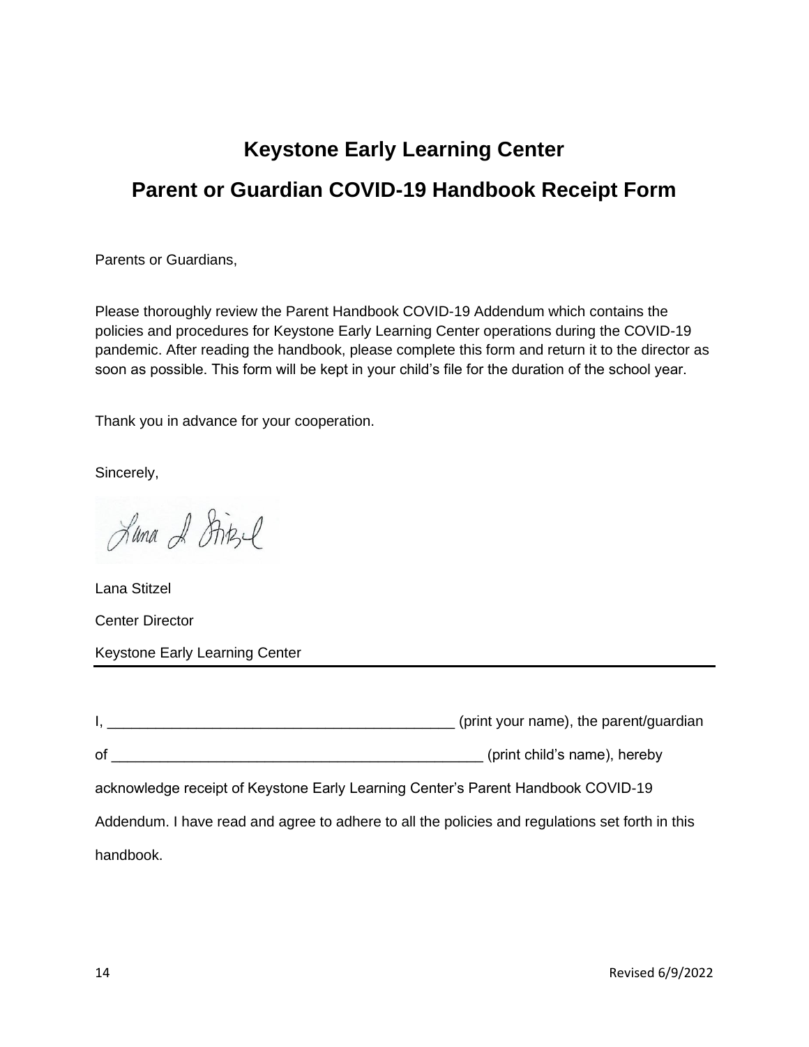# Keystone Early Learning Center

## Parent or Guardian COVID-19 Handbook Receipt Form

Parents or Guardians,

Please thoroughly review the Parent Handbook COVID-19 Addendum which contains the policies and procedures for Keystone Early Learning Center operations during the COVID-19 pandemic. After reading the handbook, please complete this form and return it to the director as soon as possible. This form will be kept in your child's file for the duration of the school year.

Thank you in advance for your cooperation.

Sincerely,

Lana L Stitzel

Lana Stitzel

Center Director

Keystone Early Learning Center

---

I, ___________________________________________ (print your name), the parent/guardian of _______________________________________________ (print child's name), hereby acknowledge receipt of Keystone Early Learning Center's Parent Handbook COVID-19 Addendum. I have read and agree to adhere to all the policies and regulations set forth in this handbook.

Revised 6/9/2022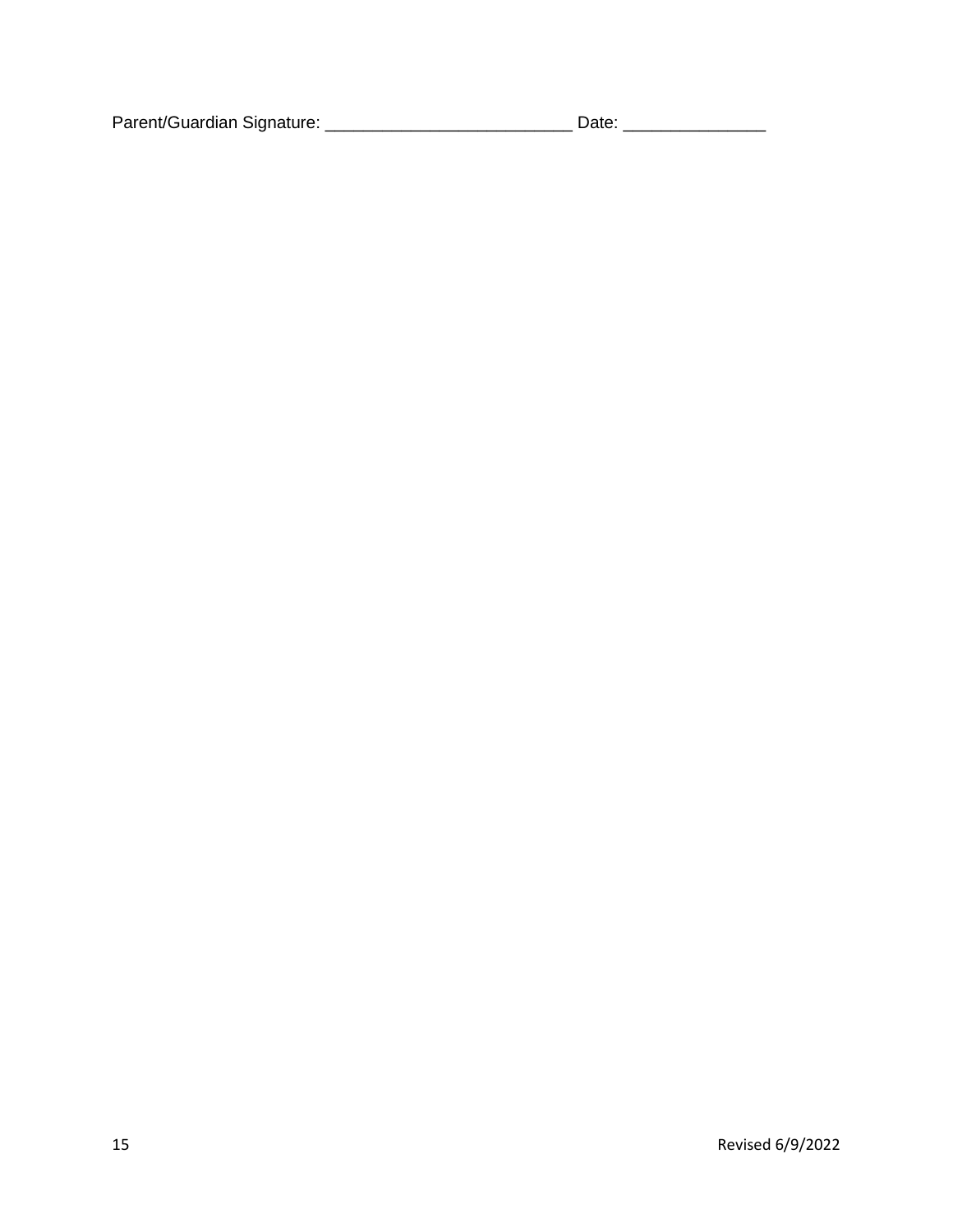Parent/Guardian Signature: __________________________ Date: _______________